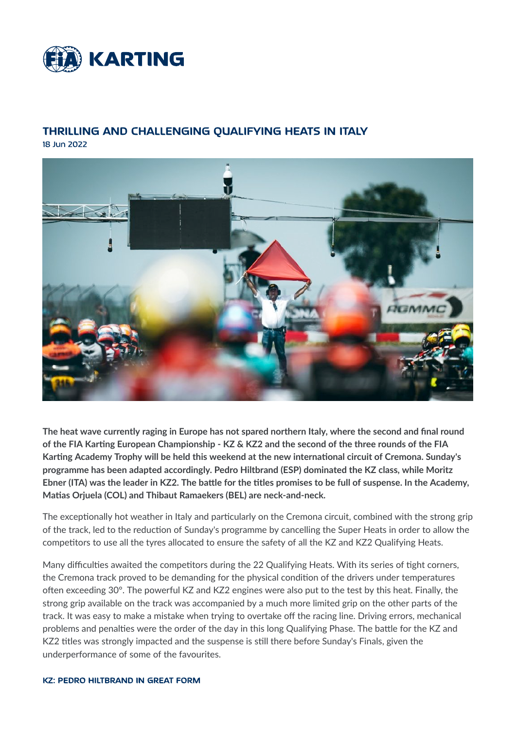# THRILLING AND CHALLENGING QUALIFYING HEATS IN ITALY

18 Jun 2022

**The heat wave currently raging in Europe has not spared northern Italy, where the second and final round of the FIA Karting European Championship - KZ & KZ2 and the second of the three rounds of the FIA Karting Academy Trophy will be held this weekend at the new international circuit of Cremona. Sunday's programme has been adapted accordingly. Pedro Hiltbrand (ESP) dominated the KZ class, while Moritz Ebner (ITA) was the leader in KZ2. The battle for the titles promises to be full of suspense. In the Academy, Matias Orjuela (COL) and Thibaut Ramaekers (BEL) are neck-and-neck.**

The exceptionally hot weather in Italy and particularly on the Cremona circuit, combined with the strong grip of the track, led to the reduction of Sunday's programme by cancelling the Super Heats in order to allow the competitors to use all the tyres allocated to ensure the safety of all the KZ and KZ2 Qualifying Heats.

Many difficulties awaited the competitors during the 22 Qualifying Heats. With its series of tight corners, the Cremona track proved to be demanding for the physical condition of the drivers under temperatures often exceeding 30°. The powerful KZ and KZ2 engines were also put to the test by this heat. Finally, the strong grip available on the track was accompanied by a much more limited grip on the other parts of the track. It was easy to make a mistake when trying to overtake off the racing line. Driving errors, mechanical problems and penalties were the order of the day in this long Qualifying Phase. The battle for the KZ and KZ2 titles was strongly impacted and the suspense is still there before Sunday's Finals, given the underperformance of some of the favourites.

## KZ: PEDRO HILTBRAND IN GREAT FORM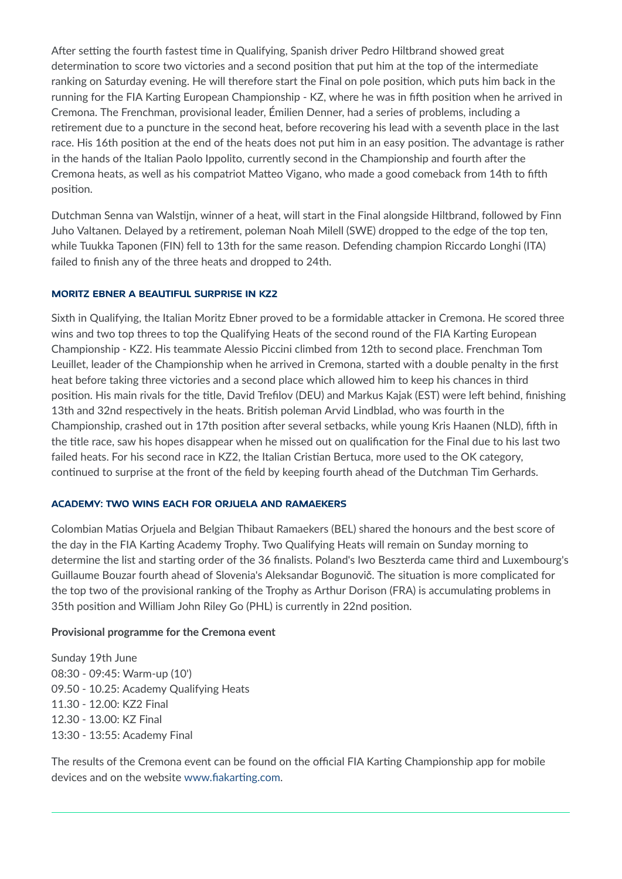After setting the fourth fastest time in Qualifying, Spanish driver Pedro Hiltbrand showed great determination to score two victories and a second position that put him at the top of the intermediate ranking on Saturday evening. He will therefore start the Final on pole position, which puts him back in the running for the FIA Karting European Championship - KZ, where he was in fifth position when he arrived in Cremona. The Frenchman, provisional leader, Émilien Denner, had a series of problems, including a retirement due to a puncture in the second heat, before recovering his lead with a seventh place in the last race. His 16th position at the end of the heats does not put him in an easy position. The advantage is rather in the hands of the Italian Paolo Ippolito, currently second in the Championship and fourth after the Cremona heats, as well as his compatriot Matteo Vigano, who made a good comeback from 14th to fifth position.

Dutchman Senna van Walstijn, winner of a heat, will start in the Final alongside Hiltbrand, followed by Finn Juho Valtanen. Delayed by a retirement, poleman Noah Milell (SWE) dropped to the edge of the top ten, while Tuukka Taponen (FIN) fell to 13th for the same reason. Defending champion Riccardo Longhi (ITA) failed to finish any of the three heats and dropped to 24th.

#### MORITZ EBNER A BEAUTIFUL SURPRISE IN KZ2

Sixth in Qualifying, the Italian Moritz Ebner proved to be a formidable attacker in Cremona. He scored three wins and two top threes to top the Qualifying Heats of the second round of the FIA Karting European Championship - KZ2. His teammate Alessio Piccini climbed from 12th to second place. Frenchman Tom Leuillet, leader of the Championship when he arrived in Cremona, started with a double penalty in the first heat before taking three victories and a second place which allowed him to keep his chances in third position. His main rivals for the title, David Trefilov (DEU) and Markus Kajak (EST) were left behind, finishing 13th and 32nd respectively in the heats. British poleman Arvid Lindblad, who was fourth in the Championship, crashed out in 17th position after several setbacks, while young Kris Haanen (NLD), fifth in the title race, saw his hopes disappear when he missed out on qualification for the Final due to his last two failed heats. For his second race in KZ2, the Italian Cristian Bertuca, more used to the OK category, continued to surprise at the front of the field by keeping fourth ahead of the Dutchman Tim Gerhards.

#### ACADEMY: TWO WINS EACH FOR ORJUELA AND RAMAEKERS

Colombian Matias Orjuela and Belgian Thibaut Ramaekers (BEL) shared the honours and the best score of the day in the FIA Karting Academy Trophy. Two Qualifying Heats will remain on Sunday morning to determine the list and starting order of the 36 finalists. Poland's Iwo Beszterda came third and Luxembourg's Guillaume Bouzar fourth ahead of Slovenia's Aleksandar Bogunovič. The situation is more complicated for the top two of the provisional ranking of the Trophy as Arthur Dorison (FRA) is accumulating problems in 35th position and William John Riley Go (PHL) is currently in 22nd position.

**Provisional programme for the Cremona event**

Sunday 19th June
08:30 - 09:45: Warm-up (10')
09.50 - 10.25: Academy Qualifying Heats
11.30 - 12.00: KZ2 Final
12.30 - 13.00: KZ Final
13:30 - 13:55: Academy Final

The results of the Cremona event can be found on the official FIA Karting Championship app for mobile devices and on the website www.fiakarting.com.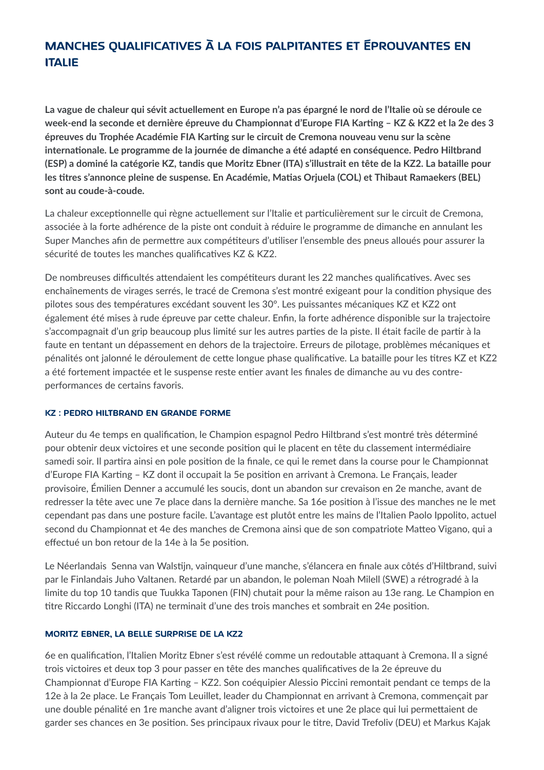## MANCHES QUALIFICATIVES À LA FOIS PALPITANTES ET ÉPROUVANTES EN ITALIE

**La vague de chaleur qui sévit actuellement en Europe n'a pas épargné le nord de l'Italie où se déroule ce week-end la seconde et dernière épreuve du Championnat d'Europe FIA Karting – KZ & KZ2 et la 2e des 3 épreuves du Trophée Académie FIA Karting sur le circuit de Cremona nouveau venu sur la scène internationale. Le programme de la journée de dimanche a été adapté en conséquence. Pedro Hiltbrand (ESP) a dominé la catégorie KZ, tandis que Moritz Ebner (ITA) s'illustrait en tête de la KZ2. La bataille pour les titres s'annonce pleine de suspense. En Académie, Matias Orjuela (COL) et Thibaut Ramaekers (BEL) sont au coude-à-coude.**

La chaleur exceptionnelle qui règne actuellement sur l'Italie et particulièrement sur le circuit de Cremona, associée à la forte adhérence de la piste ont conduit à réduire le programme de dimanche en annulant les Super Manches afin de permettre aux compétiteurs d'utiliser l'ensemble des pneus alloués pour assurer la sécurité de toutes les manches qualificatives KZ & KZ2.

De nombreuses difficultés attendaient les compétiteurs durant les 22 manches qualificatives. Avec ses enchaînements de virages serrés, le tracé de Cremona s'est montré exigeant pour la condition physique des pilotes sous des températures excédant souvent les 30°. Les puissantes mécaniques KZ et KZ2 ont également été mises à rude épreuve par cette chaleur. Enfin, la forte adhérence disponible sur la trajectoire s'accompagnait d'un grip beaucoup plus limité sur les autres parties de la piste. Il était facile de partir à la faute en tentant un dépassement en dehors de la trajectoire. Erreurs de pilotage, problèmes mécaniques et pénalités ont jalonné le déroulement de cette longue phase qualificative. La bataille pour les titres KZ et KZ2 a été fortement impactée et le suspense reste entier avant les finales de dimanche au vu des contre-performances de certains favoris.

### KZ : PEDRO HILTBRAND EN GRANDE FORME

Auteur du 4e temps en qualification, le Champion espagnol Pedro Hiltbrand s'est montré très déterminé pour obtenir deux victoires et une seconde position qui le placent en tête du classement intermédiaire samedi soir. Il partira ainsi en pole position de la finale, ce qui le remet dans la course pour le Championnat d'Europe FIA Karting – KZ dont il occupait la 5e position en arrivant à Cremona. Le Français, leader provisoire, Émilien Denner a accumulé les soucis, dont un abandon sur crevaison en 2e manche, avant de redresser la tête avec une 7e place dans la dernière manche. Sa 16e position à l'issue des manches ne le met cependant pas dans une posture facile. L'avantage est plutôt entre les mains de l'Italien Paolo Ippolito, actuel second du Championnat et 4e des manches de Cremona ainsi que de son compatriote Matteo Vigano, qui a effectué un bon retour de la 14e à la 5e position.

Le Néerlandais Senna van Walstijn, vainqueur d'une manche, s'élancera en finale aux côtés d'Hiltbrand, suivi par le Finlandais Juho Valtanen. Retardé par un abandon, le poleman Noah Milell (SWE) a rétrogradé à la limite du top 10 tandis que Tuukka Taponen (FIN) chutait pour la même raison au 13e rang. Le Champion en titre Riccardo Longhi (ITA) ne terminait d'une des trois manches et sombrait en 24e position.

### MORITZ EBNER, LA BELLE SURPRISE DE LA KZ2

6e en qualification, l'Italien Moritz Ebner s'est révélé comme un redoutable attaquant à Cremona. Il a signé trois victoires et deux top 3 pour passer en tête des manches qualificatives de la 2e épreuve du Championnat d'Europe FIA Karting – KZ2. Son coéquipier Alessio Piccini remontait pendant ce temps de la 12e à la 2e place. Le Français Tom Leuillet, leader du Championnat en arrivant à Cremona, commençait par une double pénalité en 1re manche avant d'aligner trois victoires et une 2e place qui lui permettaient de garder ses chances en 3e position. Ses principaux rivaux pour le titre, David Trefoliv (DEU) et Markus Kajak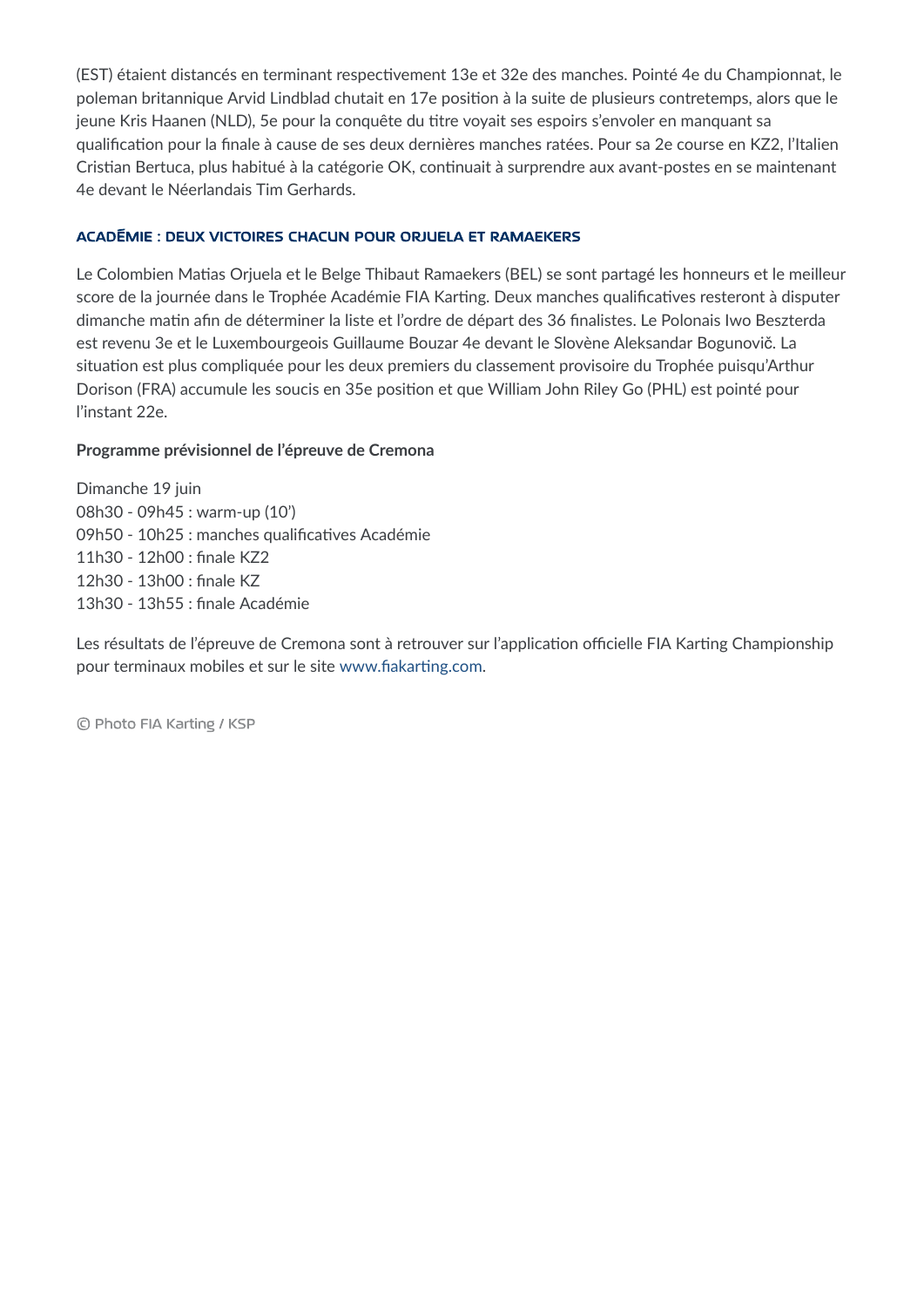(EST) étaient distancés en terminant respectivement 13e et 32e des manches. Pointé 4e du Championnat, le poleman britannique Arvid Lindblad chutait en 17e position à la suite de plusieurs contretemps, alors que le jeune Kris Haanen (NLD), 5e pour la conquête du titre voyait ses espoirs s'envoler en manquant sa qualification pour la finale à cause de ses deux dernières manches ratées. Pour sa 2e course en KZ2, l'Italien Cristian Bertuca, plus habitué à la catégorie OK, continuait à surprendre aux avant-postes en se maintenant 4e devant le Néerlandais Tim Gerhards.

### ACADÉMIE : DEUX VICTOIRES CHACUN POUR ORJUELA ET RAMAEKERS

Le Colombien Matias Orjuela et le Belge Thibaut Ramaekers (BEL) se sont partagé les honneurs et le meilleur score de la journée dans le Trophée Académie FIA Karting. Deux manches qualificatives resteront à disputer dimanche matin afin de déterminer la liste et l'ordre de départ des 36 finalistes. Le Polonais Iwo Beszterda est revenu 3e et le Luxembourgeois Guillaume Bouzar 4e devant le Slovène Aleksandar Bogunovič. La situation est plus compliquée pour les deux premiers du classement provisoire du Trophée puisqu'Arthur Dorison (FRA) accumule les soucis en 35e position et que William John Riley Go (PHL) est pointé pour l'instant 22e.

**Programme prévisionnel de l'épreuve de Cremona**

Dimanche 19 juin
08h30 - 09h45 : warm-up (10')
09h50 - 10h25 : manches qualificatives Académie
11h30 - 12h00 : finale KZ2
12h30 - 13h00 : finale KZ
13h30 - 13h55 : finale Académie

Les résultats de l'épreuve de Cremona sont à retrouver sur l'application officielle FIA Karting Championship pour terminaux mobiles et sur le site www.fiakarting.com.

© Photo FIA Karting / KSP